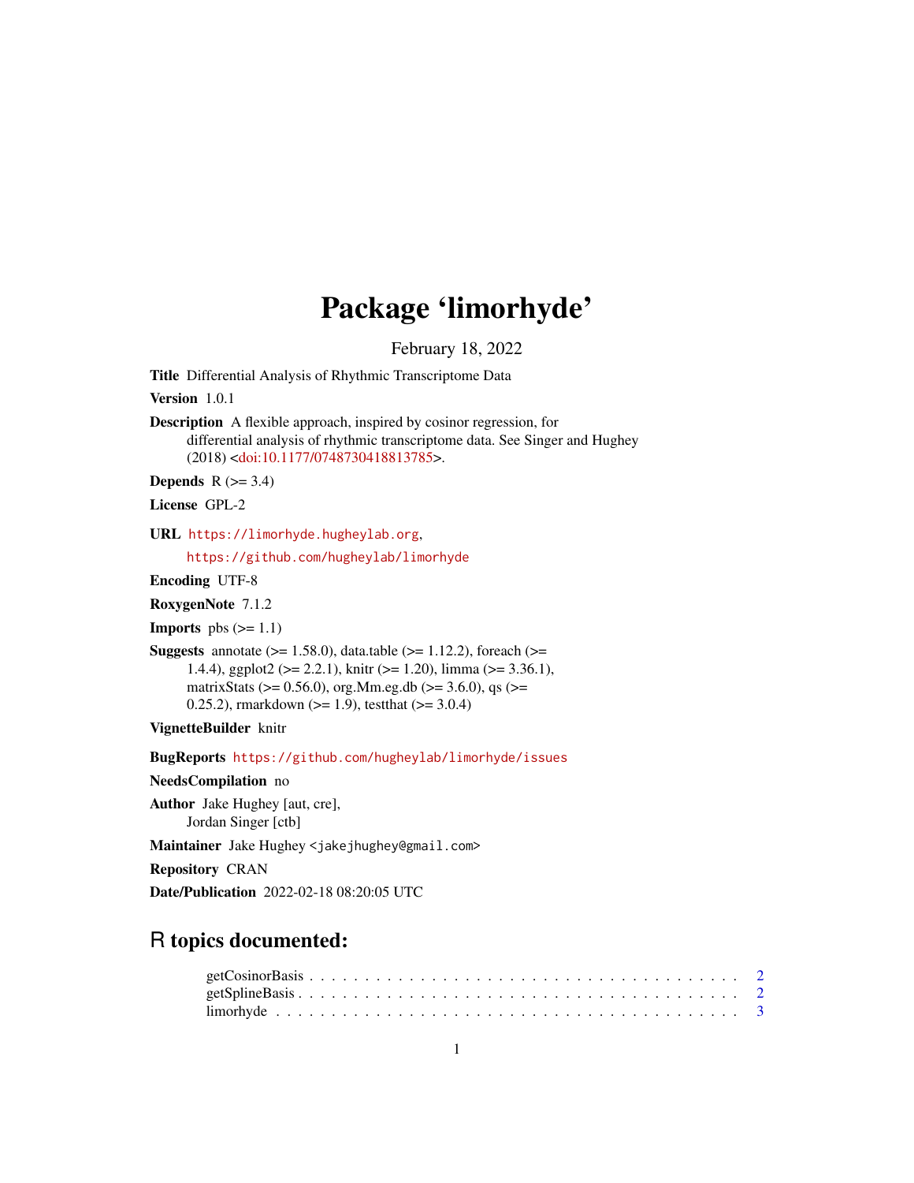# Package 'limorhyde'

February 18, 2022

**Title** Differential Analysis of Rhythmic Transcriptome Data

**Version** 1.0.1

**Description** A flexible approach, inspired by cosinor regression, for differential analysis of rhythmic transcriptome data. See Singer and Hughey (2018) <doi:10.1177/0748730418813785>.

**Depends** R (>= 3.4)

**License** GPL-2

**URL** https://limorhyde.hugheylab.org, https://github.com/hugheylab/limorhyde

**Encoding** UTF-8

**RoxygenNote** 7.1.2

**Imports** pbs (>= 1.1)

**Suggests** annotate (>= 1.58.0), data.table (>= 1.12.2), foreach (>= 1.4.4), ggplot2 (>= 2.2.1), knitr (>= 1.20), limma (>= 3.36.1), matrixStats (>= 0.56.0), org.Mm.eg.db (>= 3.6.0), qs (>= 0.25.2), rmarkdown (>= 1.9), testthat (>= 3.0.4)

**VignetteBuilder** knitr

**BugReports** https://github.com/hugheylab/limorhyde/issues

**NeedsCompilation** no

**Author** Jake Hughey [aut, cre], Jordan Singer [ctb]

**Maintainer** Jake Hughey <jakejhughey@gmail.com>

**Repository** CRAN

**Date/Publication** 2022-02-18 08:20:05 UTC

## R topics documented:

- getCosinorBasis . . . . . . . . . . . . . . . . . . . . . . . . . . . . . . . . . . . . . . . . 2
- getSplineBasis . . . . . . . . . . . . . . . . . . . . . . . . . . . . . . . . . . . . . . . . 2
- limorhyde . . . . . . . . . . . . . . . . . . . . . . . . . . . . . . . . . . . . . . . . 3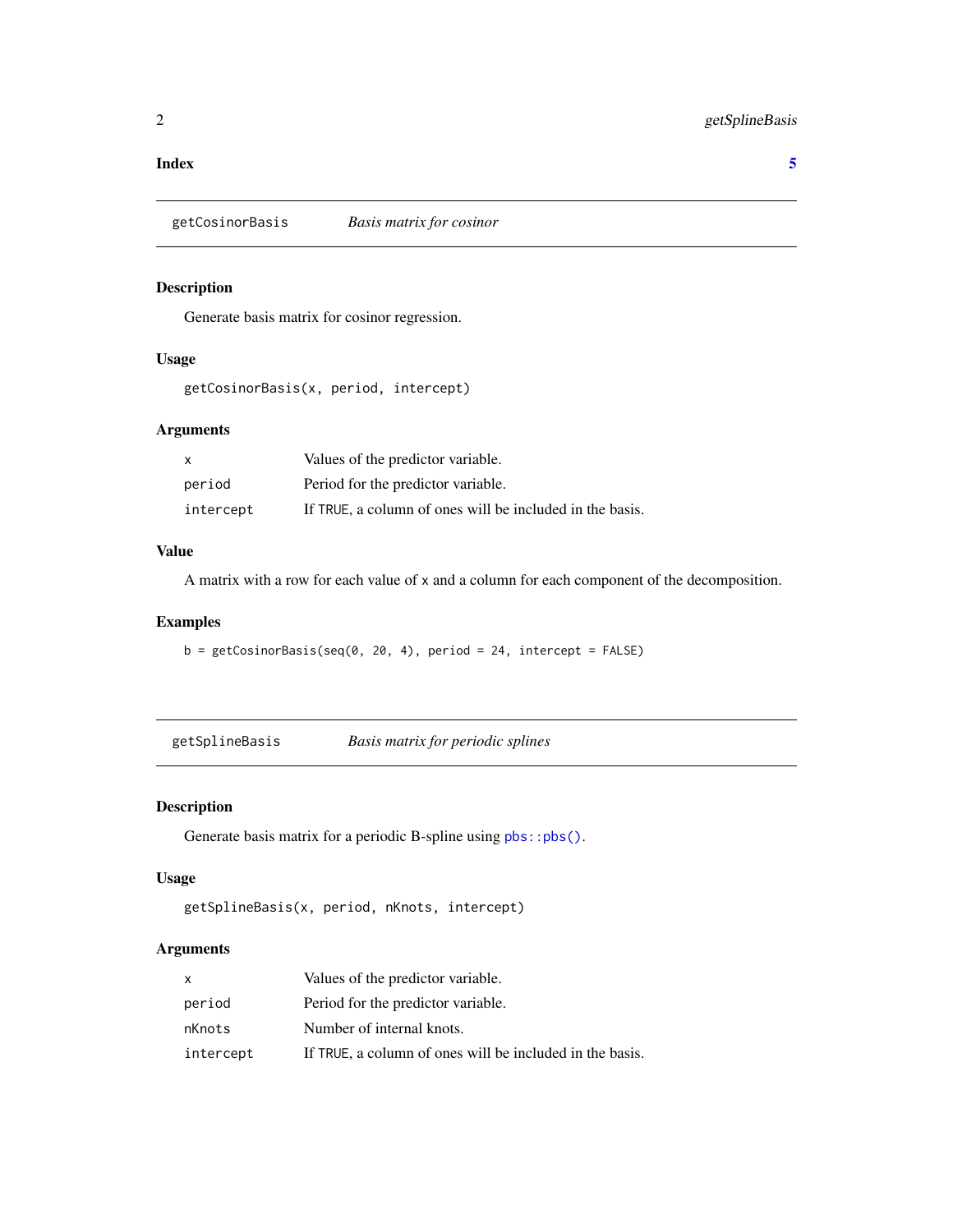**Index** 5

## getCosinorBasis — *Basis matrix for cosinor*

### Description

Generate basis matrix for cosinor regression.

### Usage

```
getCosinorBasis(x, period, intercept)
```

### Arguments

| | |
|---|---|
| `x` | Values of the predictor variable. |
| `period` | Period for the predictor variable. |
| `intercept` | If `TRUE`, a column of ones will be included in the basis. |

### Value

A matrix with a row for each value of `x` and a column for each component of the decomposition.

### Examples

```
b = getCosinorBasis(seq(0, 20, 4), period = 24, intercept = FALSE)
```

## getSplineBasis — *Basis matrix for periodic splines*

### Description

Generate basis matrix for a periodic B-spline using `pbs::pbs()`.

### Usage

```
getSplineBasis(x, period, nKnots, intercept)
```

### Arguments

| | |
|---|---|
| `x` | Values of the predictor variable. |
| `period` | Period for the predictor variable. |
| `nKnots` | Number of internal knots. |
| `intercept` | If `TRUE`, a column of ones will be included in the basis. |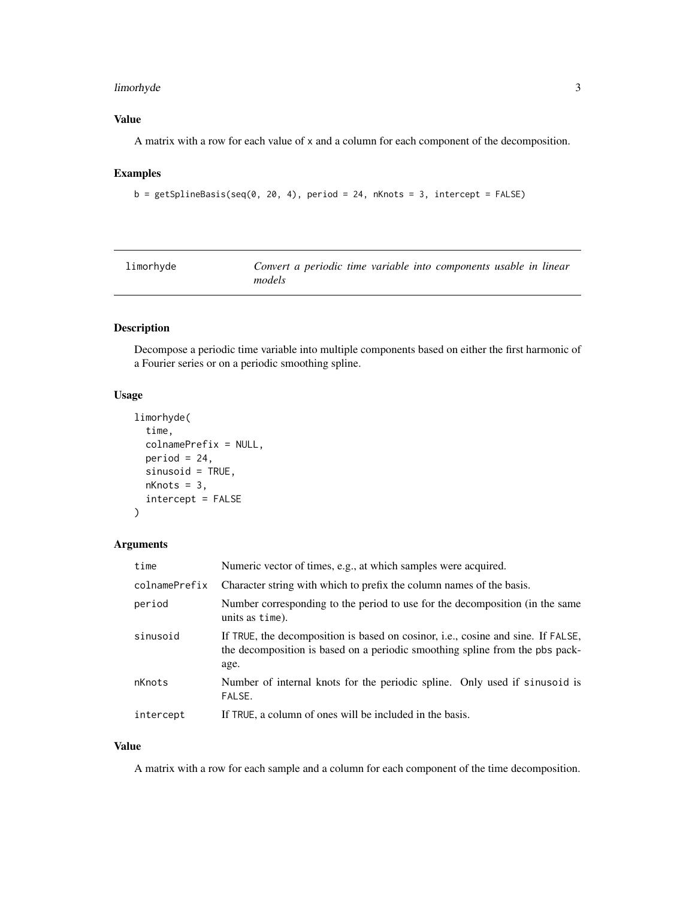### Value

A matrix with a row for each value of x and a column for each component of the decomposition.

### Examples

```
b = getSplineBasis(seq(0, 20, 4), period = 24, nKnots = 3, intercept = FALSE)
```

---

## limorhyde — *Convert a periodic time variable into components usable in linear models*

---

### Description

Decompose a periodic time variable into multiple components based on either the first harmonic of a Fourier series or on a periodic smoothing spline.

### Usage

```
limorhyde(
  time,
  colnamePrefix = NULL,
  period = 24,
  sinusoid = TRUE,
  nKnots = 3,
  intercept = FALSE
)
```

### Arguments

| | |
|---|---|
| `time` | Numeric vector of times, e.g., at which samples were acquired. |
| `colnamePrefix` | Character string with which to prefix the column names of the basis. |
| `period` | Number corresponding to the period to use for the decomposition (in the same units as `time`). |
| `sinusoid` | If `TRUE`, the decomposition is based on cosinor, i.e., cosine and sine. If `FALSE`, the decomposition is based on a periodic smoothing spline from the `pbs` package. |
| `nKnots` | Number of internal knots for the periodic spline. Only used if `sinusoid` is `FALSE`. |
| `intercept` | If `TRUE`, a column of ones will be included in the basis. |

### Value

A matrix with a row for each sample and a column for each component of the time decomposition.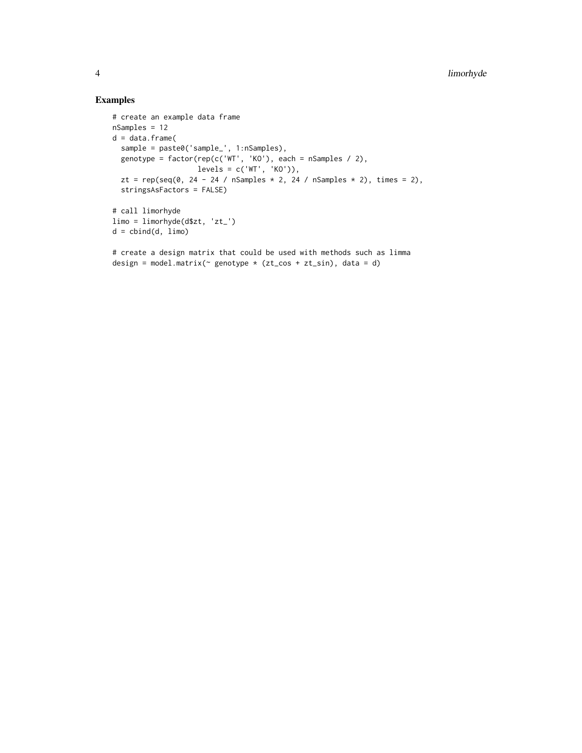## Examples

```
# create an example data frame
nSamples = 12
d = data.frame(
  sample = paste0('sample_', 1:nSamples),
  genotype = factor(rep(c('WT', 'KO'), each = nSamples / 2),
                    levels = c('WT', 'KO')),
  zt = rep(seq(0, 24 - 24 / nSamples * 2, 24 / nSamples * 2), times = 2),
  stringsAsFactors = FALSE)

# call limorhyde
limo = limorhyde(d$zt, 'zt_')
d = cbind(d, limo)

# create a design matrix that could be used with methods such as limma
design = model.matrix(~ genotype * (zt_cos + zt_sin), data = d)
```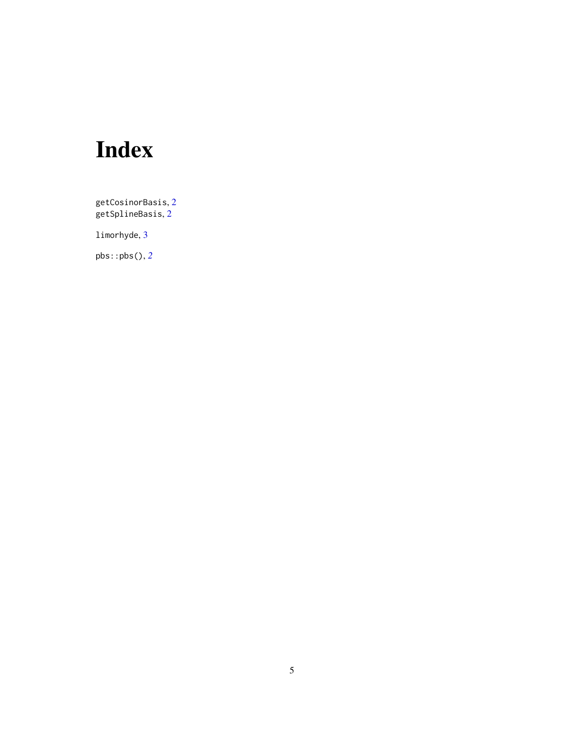# Index

getCosinorBasis, 2
getSplineBasis, 2

limorhyde, 3

pbs::pbs(), *2*